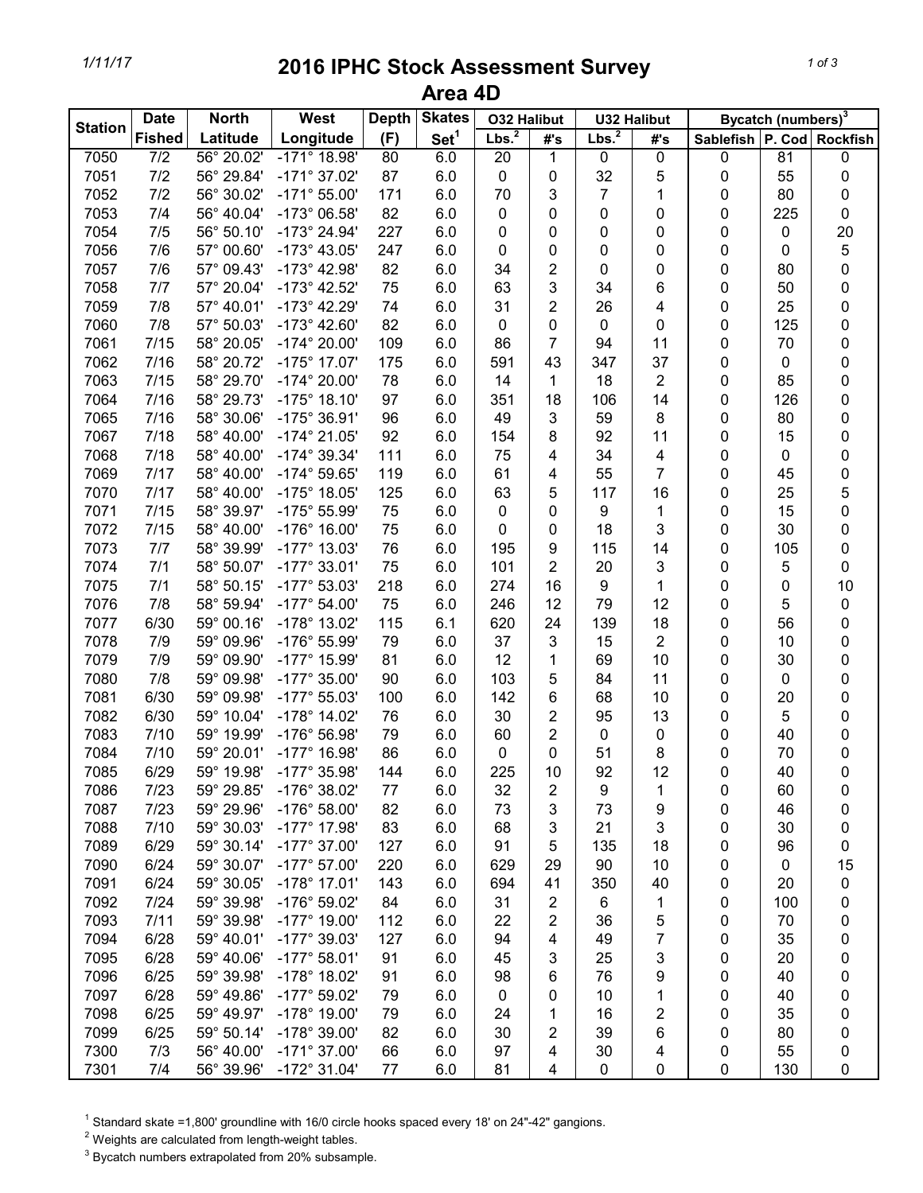# 2016 IPHC Stock Assessment Survey

## Area 4D

| Station | Date Fished | North Latitude | West Longitude | Depth (F) | Skates Set[1] | O32 Halibut | | U32 Halibut | | Bycatch (numbers)[3] | | |
|---|---|---|---|---|---|---|---|---|---|---|---|---|
| | | | | | | Lbs.[2] | #'s | Lbs.[2] | #'s | Sablefish | P. Cod | Rockfish |
| 7050 | 7/2 | 56° 20.02' | -171° 18.98' | 80 | 6.0 | 20 | 1 | 0 | 0 | 0 | 81 | 0 |
| 7051 | 7/2 | 56° 29.84' | -171° 37.02' | 87 | 6.0 | 0 | 0 | 32 | 5 | 0 | 55 | 0 |
| 7052 | 7/2 | 56° 30.02' | -171° 55.00' | 171 | 6.0 | 70 | 3 | 7 | 1 | 0 | 80 | 0 |
| 7053 | 7/4 | 56° 40.04' | -173° 06.58' | 82 | 6.0 | 0 | 0 | 0 | 0 | 0 | 225 | 0 |
| 7054 | 7/5 | 56° 50.10' | -173° 24.94' | 227 | 6.0 | 0 | 0 | 0 | 0 | 0 | 0 | 20 |
| 7056 | 7/6 | 57° 00.60' | -173° 43.05' | 247 | 6.0 | 0 | 0 | 0 | 0 | 0 | 0 | 5 |
| 7057 | 7/6 | 57° 09.43' | -173° 42.98' | 82 | 6.0 | 34 | 2 | 0 | 0 | 0 | 80 | 0 |
| 7058 | 7/7 | 57° 20.04' | -173° 42.52' | 75 | 6.0 | 63 | 3 | 34 | 6 | 0 | 50 | 0 |
| 7059 | 7/8 | 57° 40.01' | -173° 42.29' | 74 | 6.0 | 31 | 2 | 26 | 4 | 0 | 25 | 0 |
| 7060 | 7/8 | 57° 50.03' | -173° 42.60' | 82 | 6.0 | 0 | 0 | 0 | 0 | 0 | 125 | 0 |
| 7061 | 7/15 | 58° 20.05' | -174° 20.00' | 109 | 6.0 | 86 | 7 | 94 | 11 | 0 | 70 | 0 |
| 7062 | 7/16 | 58° 20.72' | -175° 17.07' | 175 | 6.0 | 591 | 43 | 347 | 37 | 0 | 0 | 0 |
| 7063 | 7/15 | 58° 29.70' | -174° 20.00' | 78 | 6.0 | 14 | 1 | 18 | 2 | 0 | 85 | 0 |
| 7064 | 7/16 | 58° 29.73' | -175° 18.10' | 97 | 6.0 | 351 | 18 | 106 | 14 | 0 | 126 | 0 |
| 7065 | 7/16 | 58° 30.06' | -175° 36.91' | 96 | 6.0 | 49 | 3 | 59 | 8 | 0 | 80 | 0 |
| 7067 | 7/18 | 58° 40.00' | -174° 21.05' | 92 | 6.0 | 154 | 8 | 92 | 11 | 0 | 15 | 0 |
| 7068 | 7/18 | 58° 40.00' | -174° 39.34' | 111 | 6.0 | 75 | 4 | 34 | 4 | 0 | 0 | 0 |
| 7069 | 7/17 | 58° 40.00' | -174° 59.65' | 119 | 6.0 | 61 | 4 | 55 | 7 | 0 | 45 | 0 |
| 7070 | 7/17 | 58° 40.00' | -175° 18.05' | 125 | 6.0 | 63 | 5 | 117 | 16 | 0 | 25 | 5 |
| 7071 | 7/15 | 58° 39.97' | -175° 55.99' | 75 | 6.0 | 0 | 0 | 9 | 1 | 0 | 15 | 0 |
| 7072 | 7/15 | 58° 40.00' | -176° 16.00' | 75 | 6.0 | 0 | 0 | 18 | 3 | 0 | 30 | 0 |
| 7073 | 7/7 | 58° 39.99' | -177° 13.03' | 76 | 6.0 | 195 | 9 | 115 | 14 | 0 | 105 | 0 |
| 7074 | 7/1 | 58° 50.07' | -177° 33.01' | 75 | 6.0 | 101 | 2 | 20 | 3 | 0 | 5 | 0 |
| 7075 | 7/1 | 58° 50.15' | -177° 53.03' | 218 | 6.0 | 274 | 16 | 9 | 1 | 0 | 0 | 10 |
| 7076 | 7/8 | 58° 59.94' | -177° 54.00' | 75 | 6.0 | 246 | 12 | 79 | 12 | 0 | 5 | 0 |
| 7077 | 6/30 | 59° 00.16' | -178° 13.02' | 115 | 6.1 | 620 | 24 | 139 | 18 | 0 | 56 | 0 |
| 7078 | 7/9 | 59° 09.96' | -176° 55.99' | 79 | 6.0 | 37 | 3 | 15 | 2 | 0 | 10 | 0 |
| 7079 | 7/9 | 59° 09.90' | -177° 15.99' | 81 | 6.0 | 12 | 1 | 69 | 10 | 0 | 30 | 0 |
| 7080 | 7/8 | 59° 09.98' | -177° 35.00' | 90 | 6.0 | 103 | 5 | 84 | 11 | 0 | 0 | 0 |
| 7081 | 6/30 | 59° 09.98' | -177° 55.03' | 100 | 6.0 | 142 | 6 | 68 | 10 | 0 | 20 | 0 |
| 7082 | 6/30 | 59° 10.04' | -178° 14.02' | 76 | 6.0 | 30 | 2 | 95 | 13 | 0 | 5 | 0 |
| 7083 | 7/10 | 59° 19.99' | -176° 56.98' | 79 | 6.0 | 60 | 2 | 0 | 0 | 0 | 40 | 0 |
| 7084 | 7/10 | 59° 20.01' | -177° 16.98' | 86 | 6.0 | 0 | 0 | 51 | 8 | 0 | 70 | 0 |
| 7085 | 6/29 | 59° 19.98' | -177° 35.98' | 144 | 6.0 | 225 | 10 | 92 | 12 | 0 | 40 | 0 |
| 7086 | 7/23 | 59° 29.85' | -176° 38.02' | 77 | 6.0 | 32 | 2 | 9 | 1 | 0 | 60 | 0 |
| 7087 | 7/23 | 59° 29.96' | -176° 58.00' | 82 | 6.0 | 73 | 3 | 73 | 9 | 0 | 46 | 0 |
| 7088 | 7/10 | 59° 30.03' | -177° 17.98' | 83 | 6.0 | 68 | 3 | 21 | 3 | 0 | 30 | 0 |
| 7089 | 6/29 | 59° 30.14' | -177° 37.00' | 127 | 6.0 | 91 | 5 | 135 | 18 | 0 | 96 | 0 |
| 7090 | 6/24 | 59° 30.07' | -177° 57.00' | 220 | 6.0 | 629 | 29 | 90 | 10 | 0 | 0 | 15 |
| 7091 | 6/24 | 59° 30.05' | -178° 17.01' | 143 | 6.0 | 694 | 41 | 350 | 40 | 0 | 20 | 0 |
| 7092 | 7/24 | 59° 39.98' | -176° 59.02' | 84 | 6.0 | 31 | 2 | 6 | 1 | 0 | 100 | 0 |
| 7093 | 7/11 | 59° 39.98' | -177° 19.00' | 112 | 6.0 | 22 | 2 | 36 | 5 | 0 | 70 | 0 |
| 7094 | 6/28 | 59° 40.01' | -177° 39.03' | 127 | 6.0 | 94 | 4 | 49 | 7 | 0 | 35 | 0 |
| 7095 | 6/28 | 59° 40.06' | -177° 58.01' | 91 | 6.0 | 45 | 3 | 25 | 3 | 0 | 20 | 0 |
| 7096 | 6/25 | 59° 39.98' | -178° 18.02' | 91 | 6.0 | 98 | 6 | 76 | 9 | 0 | 40 | 0 |
| 7097 | 6/28 | 59° 49.86' | -177° 59.02' | 79 | 6.0 | 0 | 0 | 10 | 1 | 0 | 40 | 0 |
| 7098 | 6/25 | 59° 49.97' | -178° 19.00' | 79 | 6.0 | 24 | 1 | 16 | 2 | 0 | 35 | 0 |
| 7099 | 6/25 | 59° 50.14' | -178° 39.00' | 82 | 6.0 | 30 | 2 | 39 | 6 | 0 | 80 | 0 |
| 7300 | 7/3 | 56° 40.00' | -171° 37.00' | 66 | 6.0 | 97 | 4 | 30 | 4 | 0 | 55 | 0 |
| 7301 | 7/4 | 56° 39.96' | -172° 31.04' | 77 | 6.0 | 81 | 4 | 0 | 0 | 0 | 130 | 0 |

[1] Standard skate =1,800' groundline with 16/0 circle hooks spaced every 18' on 24"-42" gangions.

[2] Weights are calculated from length-weight tables.

[3] Bycatch numbers extrapolated from 20% subsample.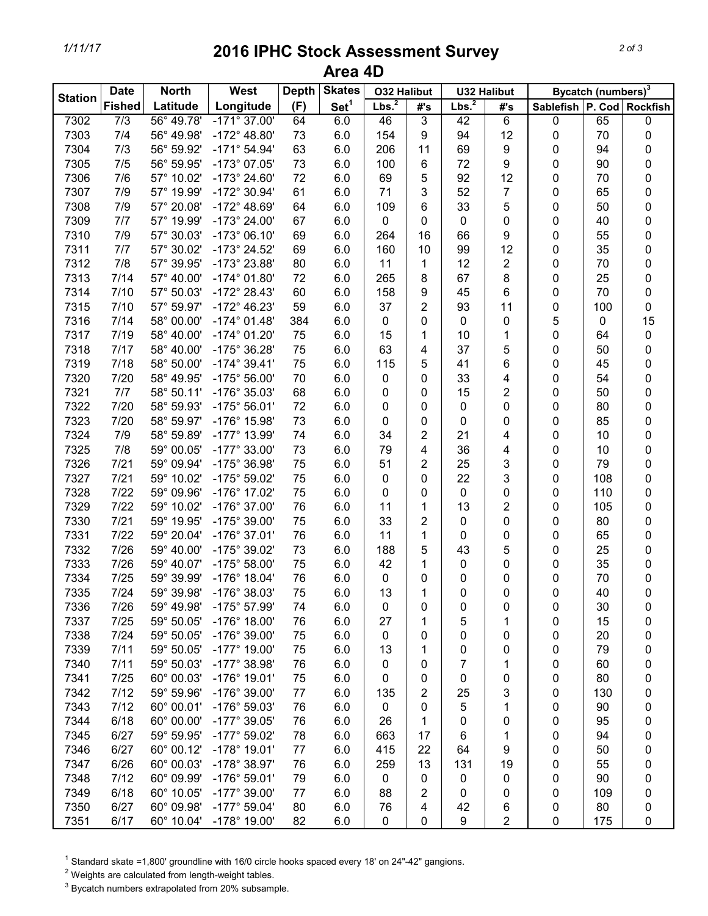# 2016 IPHC Stock Assessment Survey

## Area 4D

| Station | Date Fished | North Latitude | West Longitude | Depth (F) | Skates Set[1] | O32 Halibut Lbs.[2] | O32 Halibut #'s | U32 Halibut Lbs.[2] | U32 Halibut #'s | Bycatch (numbers)[3] Sablefish | P. Cod | Rockfish |
|---|---|---|---|---|---|---|---|---|---|---|---|---|
| 7302 | 7/3 | 56° 49.78' | -171° 37.00' | 64 | 6.0 | 46 | 3 | 42 | 6 | 0 | 65 | 0 |
| 7303 | 7/4 | 56° 49.98' | -172° 48.80' | 73 | 6.0 | 154 | 9 | 94 | 12 | 0 | 70 | 0 |
| 7304 | 7/3 | 56° 59.92' | -171° 54.94' | 63 | 6.0 | 206 | 11 | 69 | 9 | 0 | 94 | 0 |
| 7305 | 7/5 | 56° 59.95' | -173° 07.05' | 73 | 6.0 | 100 | 6 | 72 | 9 | 0 | 90 | 0 |
| 7306 | 7/6 | 57° 10.02' | -173° 24.60' | 72 | 6.0 | 69 | 5 | 92 | 12 | 0 | 70 | 0 |
| 7307 | 7/9 | 57° 19.99' | -172° 30.94' | 61 | 6.0 | 71 | 3 | 52 | 7 | 0 | 65 | 0 |
| 7308 | 7/9 | 57° 20.08' | -172° 48.69' | 64 | 6.0 | 109 | 6 | 33 | 5 | 0 | 50 | 0 |
| 7309 | 7/7 | 57° 19.99' | -173° 24.00' | 67 | 6.0 | 0 | 0 | 0 | 0 | 0 | 40 | 0 |
| 7310 | 7/9 | 57° 30.03' | -173° 06.10' | 69 | 6.0 | 264 | 16 | 66 | 9 | 0 | 55 | 0 |
| 7311 | 7/7 | 57° 30.02' | -173° 24.52' | 69 | 6.0 | 160 | 10 | 99 | 12 | 0 | 35 | 0 |
| 7312 | 7/8 | 57° 39.95' | -173° 23.88' | 80 | 6.0 | 11 | 1 | 12 | 2 | 0 | 70 | 0 |
| 7313 | 7/14 | 57° 40.00' | -174° 01.80' | 72 | 6.0 | 265 | 8 | 67 | 8 | 0 | 25 | 0 |
| 7314 | 7/10 | 57° 50.03' | -172° 28.43' | 60 | 6.0 | 158 | 9 | 45 | 6 | 0 | 70 | 0 |
| 7315 | 7/10 | 57° 59.97' | -172° 46.23' | 59 | 6.0 | 37 | 2 | 93 | 11 | 0 | 100 | 0 |
| 7316 | 7/14 | 58° 00.00' | -174° 01.48' | 384 | 6.0 | 0 | 0 | 0 | 0 | 5 | 0 | 15 |
| 7317 | 7/19 | 58° 40.00' | -174° 01.20' | 75 | 6.0 | 15 | 1 | 10 | 1 | 0 | 64 | 0 |
| 7318 | 7/17 | 58° 40.00' | -175° 36.28' | 75 | 6.0 | 63 | 4 | 37 | 5 | 0 | 50 | 0 |
| 7319 | 7/18 | 58° 50.00' | -174° 39.41' | 75 | 6.0 | 115 | 5 | 41 | 6 | 0 | 45 | 0 |
| 7320 | 7/20 | 58° 49.95' | -175° 56.00' | 70 | 6.0 | 0 | 0 | 33 | 4 | 0 | 54 | 0 |
| 7321 | 7/7 | 58° 50.11' | -176° 35.03' | 68 | 6.0 | 0 | 0 | 15 | 2 | 0 | 50 | 0 |
| 7322 | 7/20 | 58° 59.93' | -175° 56.01' | 72 | 6.0 | 0 | 0 | 0 | 0 | 0 | 80 | 0 |
| 7323 | 7/20 | 58° 59.97' | -176° 15.98' | 73 | 6.0 | 0 | 0 | 0 | 0 | 0 | 85 | 0 |
| 7324 | 7/9 | 58° 59.89' | -177° 13.99' | 74 | 6.0 | 34 | 2 | 21 | 4 | 0 | 10 | 0 |
| 7325 | 7/8 | 59° 00.05' | -177° 33.00' | 73 | 6.0 | 79 | 4 | 36 | 4 | 0 | 10 | 0 |
| 7326 | 7/21 | 59° 09.94' | -175° 36.98' | 75 | 6.0 | 51 | 2 | 25 | 3 | 0 | 79 | 0 |
| 7327 | 7/21 | 59° 10.02' | -175° 59.02' | 75 | 6.0 | 0 | 0 | 22 | 3 | 0 | 108 | 0 |
| 7328 | 7/22 | 59° 09.96' | -176° 17.02' | 75 | 6.0 | 0 | 0 | 0 | 0 | 0 | 110 | 0 |
| 7329 | 7/22 | 59° 10.02' | -176° 37.00' | 76 | 6.0 | 11 | 1 | 13 | 2 | 0 | 105 | 0 |
| 7330 | 7/21 | 59° 19.95' | -175° 39.00' | 75 | 6.0 | 33 | 2 | 0 | 0 | 0 | 80 | 0 |
| 7331 | 7/22 | 59° 20.04' | -176° 37.01' | 76 | 6.0 | 11 | 1 | 0 | 0 | 0 | 65 | 0 |
| 7332 | 7/26 | 59° 40.00' | -175° 39.02' | 73 | 6.0 | 188 | 5 | 43 | 5 | 0 | 25 | 0 |
| 7333 | 7/26 | 59° 40.07' | -175° 58.00' | 75 | 6.0 | 42 | 1 | 0 | 0 | 0 | 35 | 0 |
| 7334 | 7/25 | 59° 39.99' | -176° 18.04' | 76 | 6.0 | 0 | 0 | 0 | 0 | 0 | 70 | 0 |
| 7335 | 7/24 | 59° 39.98' | -176° 38.03' | 75 | 6.0 | 13 | 1 | 0 | 0 | 0 | 40 | 0 |
| 7336 | 7/26 | 59° 49.98' | -175° 57.99' | 74 | 6.0 | 0 | 0 | 0 | 0 | 0 | 30 | 0 |
| 7337 | 7/25 | 59° 50.05' | -176° 18.00' | 76 | 6.0 | 27 | 1 | 5 | 1 | 0 | 15 | 0 |
| 7338 | 7/24 | 59° 50.05' | -176° 39.00' | 75 | 6.0 | 0 | 0 | 0 | 0 | 0 | 20 | 0 |
| 7339 | 7/11 | 59° 50.05' | -177° 19.00' | 75 | 6.0 | 13 | 1 | 0 | 0 | 0 | 79 | 0 |
| 7340 | 7/11 | 59° 50.03' | -177° 38.98' | 76 | 6.0 | 0 | 0 | 7 | 1 | 0 | 60 | 0 |
| 7341 | 7/25 | 60° 00.03' | -176° 19.01' | 75 | 6.0 | 0 | 0 | 0 | 0 | 0 | 80 | 0 |
| 7342 | 7/12 | 59° 59.96' | -176° 39.00' | 77 | 6.0 | 135 | 2 | 25 | 3 | 0 | 130 | 0 |
| 7343 | 7/12 | 60° 00.01' | -176° 59.03' | 76 | 6.0 | 0 | 0 | 5 | 1 | 0 | 90 | 0 |
| 7344 | 6/18 | 60° 00.00' | -177° 39.05' | 76 | 6.0 | 26 | 1 | 0 | 0 | 0 | 95 | 0 |
| 7345 | 6/27 | 59° 59.95' | -177° 59.02' | 78 | 6.0 | 663 | 17 | 6 | 1 | 0 | 94 | 0 |
| 7346 | 6/27 | 60° 00.12' | -178° 19.01' | 77 | 6.0 | 415 | 22 | 64 | 9 | 0 | 50 | 0 |
| 7347 | 6/26 | 60° 00.03' | -178° 38.97' | 76 | 6.0 | 259 | 13 | 131 | 19 | 0 | 55 | 0 |
| 7348 | 7/12 | 60° 09.99' | -176° 59.01' | 79 | 6.0 | 0 | 0 | 0 | 0 | 0 | 90 | 0 |
| 7349 | 6/18 | 60° 10.05' | -177° 39.00' | 77 | 6.0 | 88 | 2 | 0 | 0 | 0 | 109 | 0 |
| 7350 | 6/27 | 60° 09.98' | -177° 59.04' | 80 | 6.0 | 76 | 4 | 42 | 6 | 0 | 80 | 0 |
| 7351 | 6/17 | 60° 10.04' | -178° 19.00' | 82 | 6.0 | 0 | 0 | 9 | 2 | 0 | 175 | 0 |

[1] Standard skate =1,800' groundline with 16/0 circle hooks spaced every 18' on 24"-42" gangions.

[2] Weights are calculated from length-weight tables.

[3] Bycatch numbers extrapolated from 20% subsample.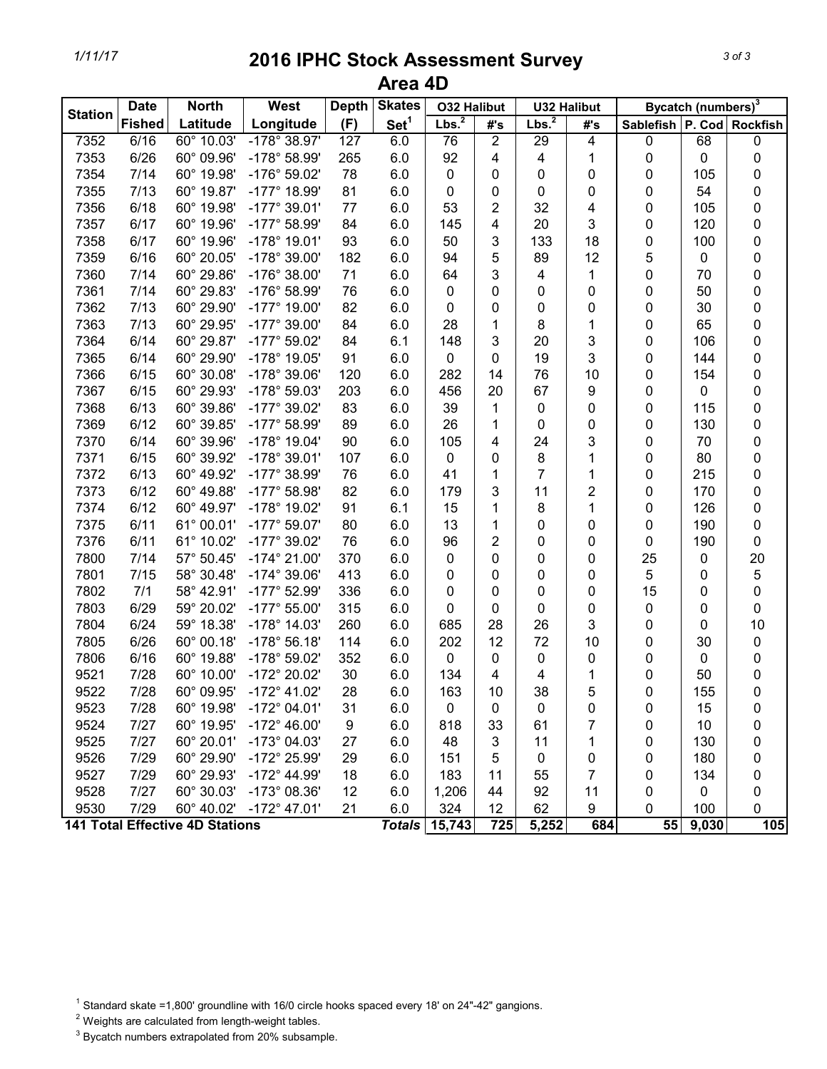# 2016 IPHC Stock Assessment Survey

## Area 4D

| Station | Date Fished | North Latitude | West Longitude | Depth (F) | Skates Set[1] | O32 Halibut Lbs.[2] | O32 Halibut #'s | U32 Halibut Lbs.[2] | U32 Halibut #'s | Bycatch (numbers)[3] Sablefish | P. Cod | Rockfish |
|---|---|---|---|---|---|---|---|---|---|---|---|---|
| 7352 | 6/16 | 60° 10.03' | -178° 38.97' | 127 | 6.0 | 76 | 2 | 29 | 4 | 0 | 68 | 0 |
| 7353 | 6/26 | 60° 09.96' | -178° 58.99' | 265 | 6.0 | 92 | 4 | 4 | 1 | 0 | 0 | 0 |
| 7354 | 7/14 | 60° 19.98' | -176° 59.02' | 78 | 6.0 | 0 | 0 | 0 | 0 | 0 | 105 | 0 |
| 7355 | 7/13 | 60° 19.87' | -177° 18.99' | 81 | 6.0 | 0 | 0 | 0 | 0 | 0 | 54 | 0 |
| 7356 | 6/18 | 60° 19.98' | -177° 39.01' | 77 | 6.0 | 53 | 2 | 32 | 4 | 0 | 105 | 0 |
| 7357 | 6/17 | 60° 19.96' | -177° 58.99' | 84 | 6.0 | 145 | 4 | 20 | 3 | 0 | 120 | 0 |
| 7358 | 6/17 | 60° 19.96' | -178° 19.01' | 93 | 6.0 | 50 | 3 | 133 | 18 | 0 | 100 | 0 |
| 7359 | 6/16 | 60° 20.05' | -178° 39.00' | 182 | 6.0 | 94 | 5 | 89 | 12 | 5 | 0 | 0 |
| 7360 | 7/14 | 60° 29.86' | -176° 38.00' | 71 | 6.0 | 64 | 3 | 4 | 1 | 0 | 70 | 0 |
| 7361 | 7/14 | 60° 29.83' | -176° 58.99' | 76 | 6.0 | 0 | 0 | 0 | 0 | 0 | 50 | 0 |
| 7362 | 7/13 | 60° 29.90' | -177° 19.00' | 82 | 6.0 | 0 | 0 | 0 | 0 | 0 | 30 | 0 |
| 7363 | 7/13 | 60° 29.95' | -177° 39.00' | 84 | 6.0 | 28 | 1 | 8 | 1 | 0 | 65 | 0 |
| 7364 | 6/14 | 60° 29.87' | -177° 59.02' | 84 | 6.1 | 148 | 3 | 20 | 3 | 0 | 106 | 0 |
| 7365 | 6/14 | 60° 29.90' | -178° 19.05' | 91 | 6.0 | 0 | 0 | 19 | 3 | 0 | 144 | 0 |
| 7366 | 6/15 | 60° 30.08' | -178° 39.06' | 120 | 6.0 | 282 | 14 | 76 | 10 | 0 | 154 | 0 |
| 7367 | 6/15 | 60° 29.93' | -178° 59.03' | 203 | 6.0 | 456 | 20 | 67 | 9 | 0 | 0 | 0 |
| 7368 | 6/13 | 60° 39.86' | -177° 39.02' | 83 | 6.0 | 39 | 1 | 0 | 0 | 0 | 115 | 0 |
| 7369 | 6/12 | 60° 39.85' | -177° 58.99' | 89 | 6.0 | 26 | 1 | 0 | 0 | 0 | 130 | 0 |
| 7370 | 6/14 | 60° 39.96' | -178° 19.04' | 90 | 6.0 | 105 | 4 | 24 | 3 | 0 | 70 | 0 |
| 7371 | 6/15 | 60° 39.92' | -178° 39.01' | 107 | 6.0 | 0 | 0 | 8 | 1 | 0 | 80 | 0 |
| 7372 | 6/13 | 60° 49.92' | -177° 38.99' | 76 | 6.0 | 41 | 1 | 7 | 1 | 0 | 215 | 0 |
| 7373 | 6/12 | 60° 49.88' | -177° 58.98' | 82 | 6.0 | 179 | 3 | 11 | 2 | 0 | 170 | 0 |
| 7374 | 6/12 | 60° 49.97' | -178° 19.02' | 91 | 6.1 | 15 | 1 | 8 | 1 | 0 | 126 | 0 |
| 7375 | 6/11 | 61° 00.01' | -177° 59.07' | 80 | 6.0 | 13 | 1 | 0 | 0 | 0 | 190 | 0 |
| 7376 | 6/11 | 61° 10.02' | -177° 39.02' | 76 | 6.0 | 96 | 2 | 0 | 0 | 0 | 190 | 0 |
| 7800 | 7/14 | 57° 50.45' | -174° 21.00' | 370 | 6.0 | 0 | 0 | 0 | 0 | 25 | 0 | 20 |
| 7801 | 7/15 | 58° 30.48' | -174° 39.06' | 413 | 6.0 | 0 | 0 | 0 | 0 | 5 | 0 | 5 |
| 7802 | 7/1 | 58° 42.91' | -177° 52.99' | 336 | 6.0 | 0 | 0 | 0 | 0 | 15 | 0 | 0 |
| 7803 | 6/29 | 59° 20.02' | -177° 55.00' | 315 | 6.0 | 0 | 0 | 0 | 0 | 0 | 0 | 0 |
| 7804 | 6/24 | 59° 18.38' | -178° 14.03' | 260 | 6.0 | 685 | 28 | 26 | 3 | 0 | 0 | 10 |
| 7805 | 6/26 | 60° 00.18' | -178° 56.18' | 114 | 6.0 | 202 | 12 | 72 | 10 | 0 | 30 | 0 |
| 7806 | 6/16 | 60° 19.88' | -178° 59.02' | 352 | 6.0 | 0 | 0 | 0 | 0 | 0 | 0 | 0 |
| 9521 | 7/28 | 60° 10.00' | -172° 20.02' | 30 | 6.0 | 134 | 4 | 4 | 1 | 0 | 50 | 0 |
| 9522 | 7/28 | 60° 09.95' | -172° 41.02' | 28 | 6.0 | 163 | 10 | 38 | 5 | 0 | 155 | 0 |
| 9523 | 7/28 | 60° 19.98' | -172° 04.01' | 31 | 6.0 | 0 | 0 | 0 | 0 | 0 | 15 | 0 |
| 9524 | 7/27 | 60° 19.95' | -172° 46.00' | 9 | 6.0 | 818 | 33 | 61 | 7 | 0 | 10 | 0 |
| 9525 | 7/27 | 60° 20.01' | -173° 04.03' | 27 | 6.0 | 48 | 3 | 11 | 1 | 0 | 130 | 0 |
| 9526 | 7/29 | 60° 29.90' | -172° 25.99' | 29 | 6.0 | 151 | 5 | 0 | 0 | 0 | 180 | 0 |
| 9527 | 7/29 | 60° 29.93' | -172° 44.99' | 18 | 6.0 | 183 | 11 | 55 | 7 | 0 | 134 | 0 |
| 9528 | 7/27 | 60° 30.03' | -173° 08.36' | 12 | 6.0 | 1,206 | 44 | 92 | 11 | 0 | 0 | 0 |
| 9530 | 7/29 | 60° 40.02' | -172° 47.01' | 21 | 6.0 | 324 | 12 | 62 | 9 | 0 | 100 | 0 |
| **141 Total Effective 4D Stations** | | | | | ***Totals*** | **15,743** | **725** | **5,252** | **684** | **55** | **9,030** | **105** |

[1] Standard skate =1,800' groundline with 16/0 circle hooks spaced every 18' on 24"-42" gangions.

[2] Weights are calculated from length-weight tables.

[3] Bycatch numbers extrapolated from 20% subsample.